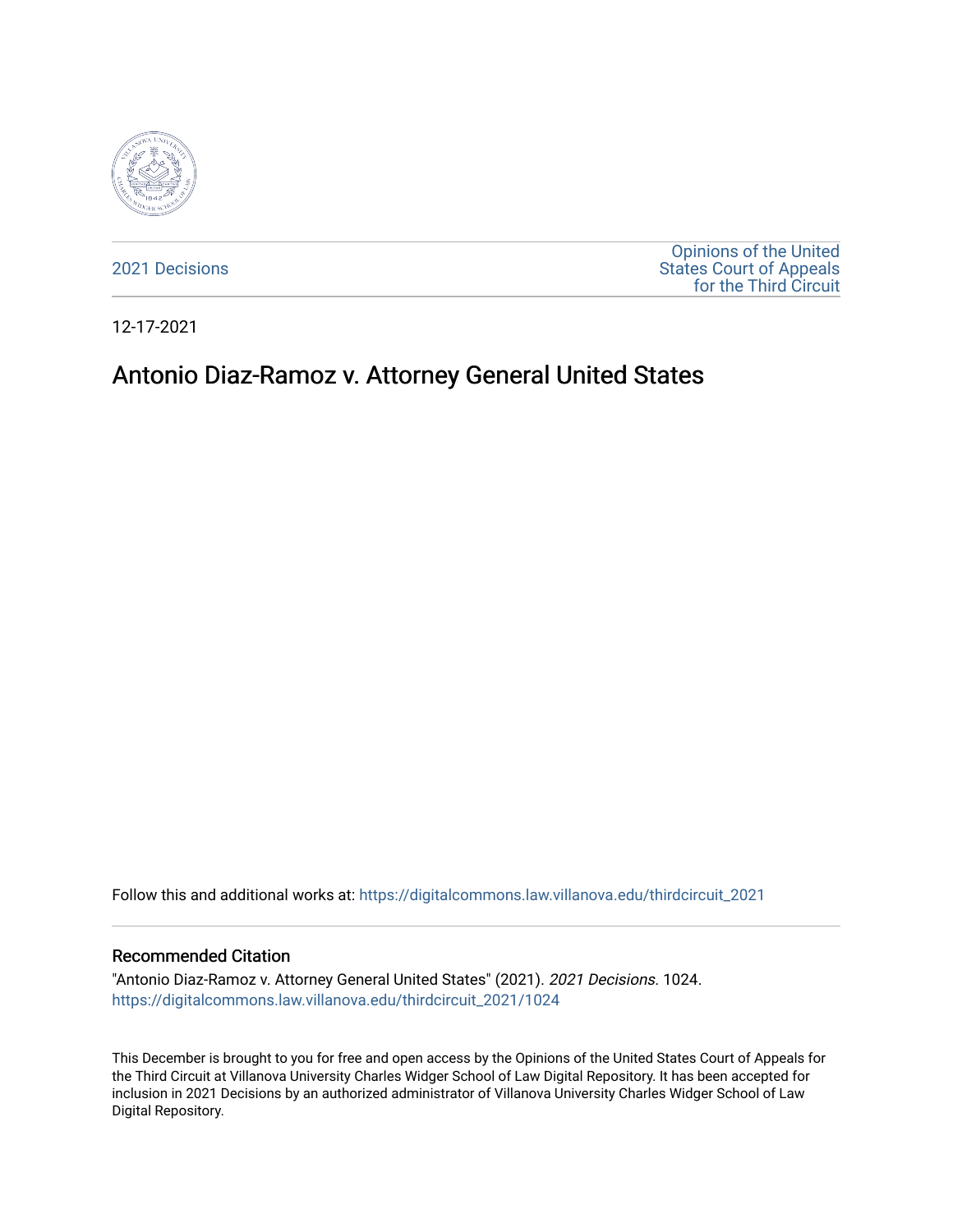2021 Decisions

Opinions of the United States Court of Appeals for the Third Circuit

12-17-2021

# Antonio Diaz-Ramoz v. Attorney General United States

Follow this and additional works at: https://digitalcommons.law.villanova.edu/thirdcircuit_2021

## Recommended Citation

"Antonio Diaz-Ramoz v. Attorney General United States" (2021). *2021 Decisions*. 1024.
https://digitalcommons.law.villanova.edu/thirdcircuit_2021/1024

This December is brought to you for free and open access by the Opinions of the United States Court of Appeals for the Third Circuit at Villanova University Charles Widger School of Law Digital Repository. It has been accepted for inclusion in 2021 Decisions by an authorized administrator of Villanova University Charles Widger School of Law Digital Repository.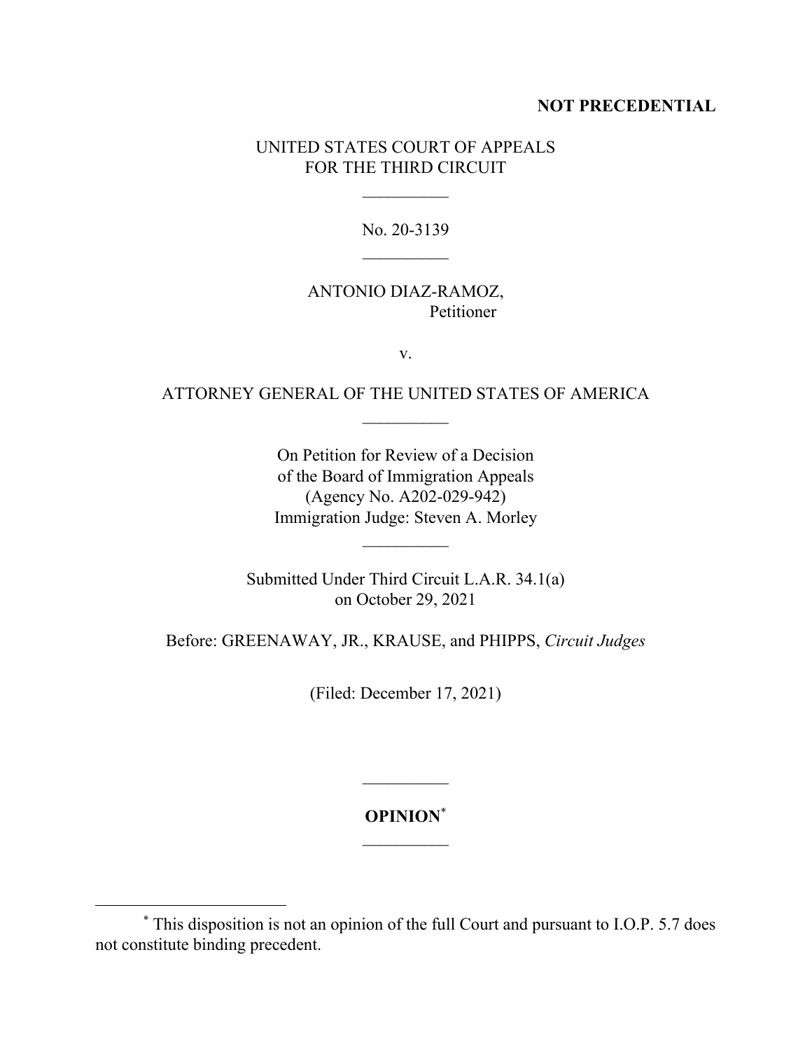**NOT PRECEDENTIAL**

UNITED STATES COURT OF APPEALS
FOR THE THIRD CIRCUIT

---

No. 20-3139

---

ANTONIO DIAZ-RAMOZ,
Petitioner

v.

ATTORNEY GENERAL OF THE UNITED STATES OF AMERICA

---

On Petition for Review of a Decision
of the Board of Immigration Appeals
(Agency No. A202-029-942)
Immigration Judge: Steven A. Morley

---

Submitted Under Third Circuit L.A.R. 34.1(a)
on October 29, 2021

Before: GREENAWAY, JR., KRAUSE, and PHIPPS, *Circuit Judges*

(Filed: December 17, 2021)

---

**OPINION**[*]

---

[*] This disposition is not an opinion of the full Court and pursuant to I.O.P. 5.7 does not constitute binding precedent.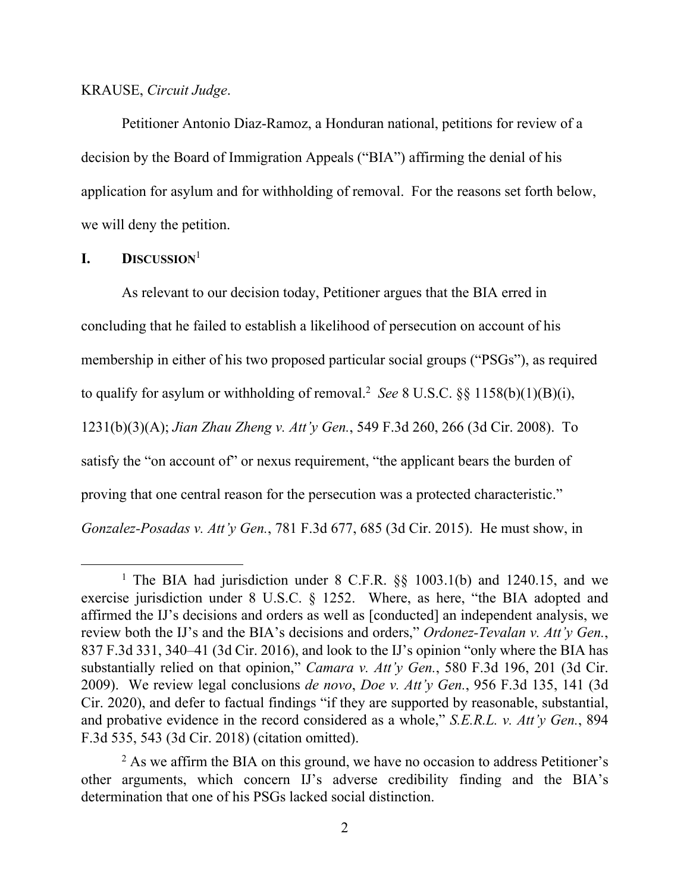KRAUSE, *Circuit Judge*.

Petitioner Antonio Diaz-Ramoz, a Honduran national, petitions for review of a decision by the Board of Immigration Appeals ("BIA") affirming the denial of his application for asylum and for withholding of removal. For the reasons set forth below, we will deny the petition.

## I. DISCUSSION[1]

As relevant to our decision today, Petitioner argues that the BIA erred in concluding that he failed to establish a likelihood of persecution on account of his membership in either of his two proposed particular social groups ("PSGs"), as required to qualify for asylum or withholding of removal.[2] *See* 8 U.S.C. §§ 1158(b)(1)(B)(i), 1231(b)(3)(A); *Jian Zhau Zheng v. Att'y Gen.*, 549 F.3d 260, 266 (3d Cir. 2008). To satisfy the "on account of" or nexus requirement, "the applicant bears the burden of proving that one central reason for the persecution was a protected characteristic." *Gonzalez-Posadas v. Att'y Gen.*, 781 F.3d 677, 685 (3d Cir. 2015). He must show, in

---

[1] The BIA had jurisdiction under 8 C.F.R. §§ 1003.1(b) and 1240.15, and we exercise jurisdiction under 8 U.S.C. § 1252. Where, as here, "the BIA adopted and affirmed the IJ's decisions and orders as well as [conducted] an independent analysis, we review both the IJ's and the BIA's decisions and orders," *Ordonez-Tevalan v. Att'y Gen.*, 837 F.3d 331, 340–41 (3d Cir. 2016), and look to the IJ's opinion "only where the BIA has substantially relied on that opinion," *Camara v. Att'y Gen.*, 580 F.3d 196, 201 (3d Cir. 2009). We review legal conclusions *de novo*, *Doe v. Att'y Gen.*, 956 F.3d 135, 141 (3d Cir. 2020), and defer to factual findings "if they are supported by reasonable, substantial, and probative evidence in the record considered as a whole," *S.E.R.L. v. Att'y Gen.*, 894 F.3d 535, 543 (3d Cir. 2018) (citation omitted).

[2] As we affirm the BIA on this ground, we have no occasion to address Petitioner's other arguments, which concern IJ's adverse credibility finding and the BIA's determination that one of his PSGs lacked social distinction.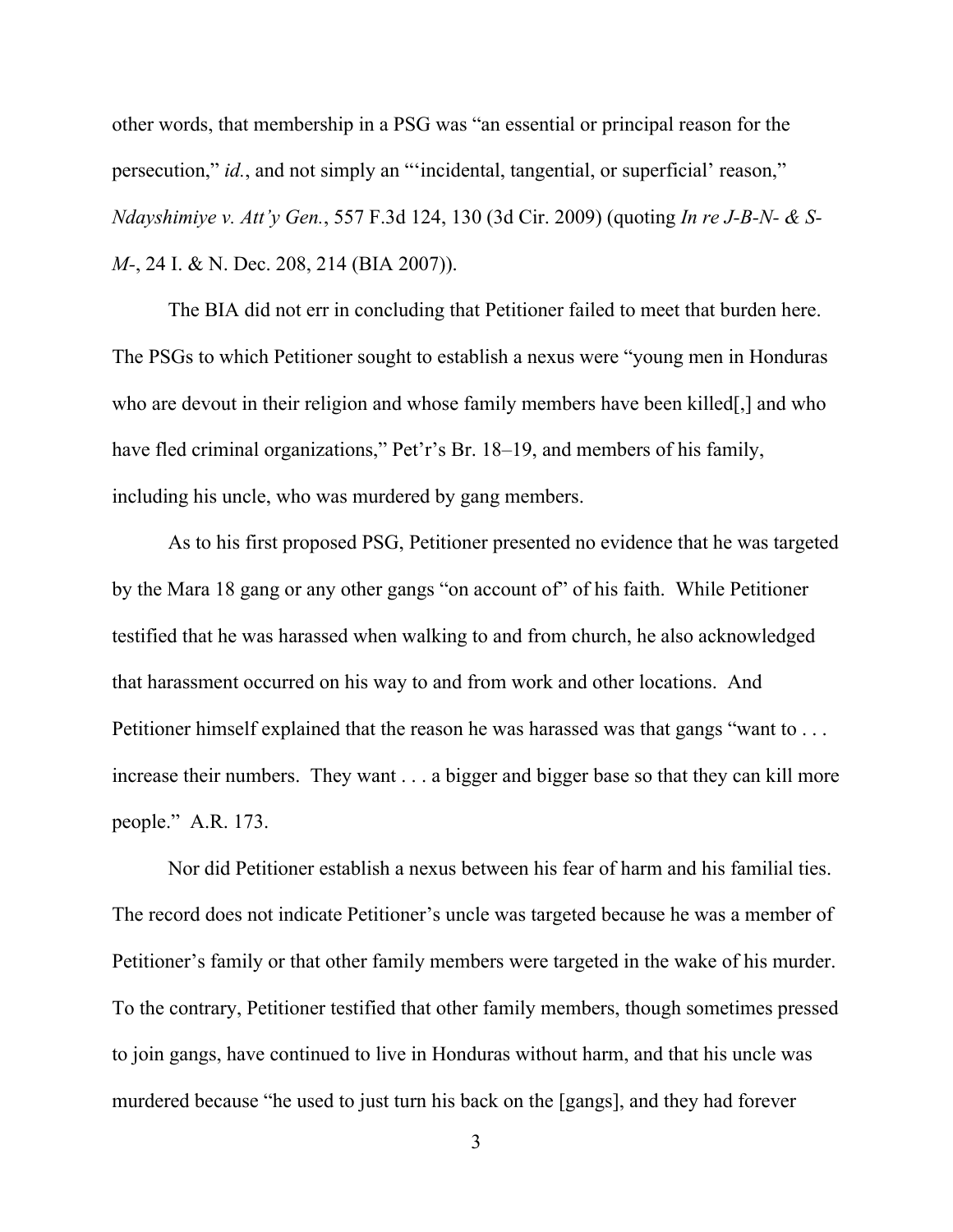other words, that membership in a PSG was "an essential or principal reason for the persecution," *id.*, and not simply an "'incidental, tangential, or superficial' reason," *Ndayshimiye v. Att'y Gen.*, 557 F.3d 124, 130 (3d Cir. 2009) (quoting *In re J-B-N- & S-M-*, 24 I. & N. Dec. 208, 214 (BIA 2007)).

The BIA did not err in concluding that Petitioner failed to meet that burden here. The PSGs to which Petitioner sought to establish a nexus were "young men in Honduras who are devout in their religion and whose family members have been killed[,] and who have fled criminal organizations," Pet'r's Br. 18–19, and members of his family, including his uncle, who was murdered by gang members.

As to his first proposed PSG, Petitioner presented no evidence that he was targeted by the Mara 18 gang or any other gangs "on account of" of his faith. While Petitioner testified that he was harassed when walking to and from church, he also acknowledged that harassment occurred on his way to and from work and other locations. And Petitioner himself explained that the reason he was harassed was that gangs "want to . . . increase their numbers. They want . . . a bigger and bigger base so that they can kill more people." A.R. 173.

Nor did Petitioner establish a nexus between his fear of harm and his familial ties. The record does not indicate Petitioner's uncle was targeted because he was a member of Petitioner's family or that other family members were targeted in the wake of his murder. To the contrary, Petitioner testified that other family members, though sometimes pressed to join gangs, have continued to live in Honduras without harm, and that his uncle was murdered because "he used to just turn his back on the [gangs], and they had forever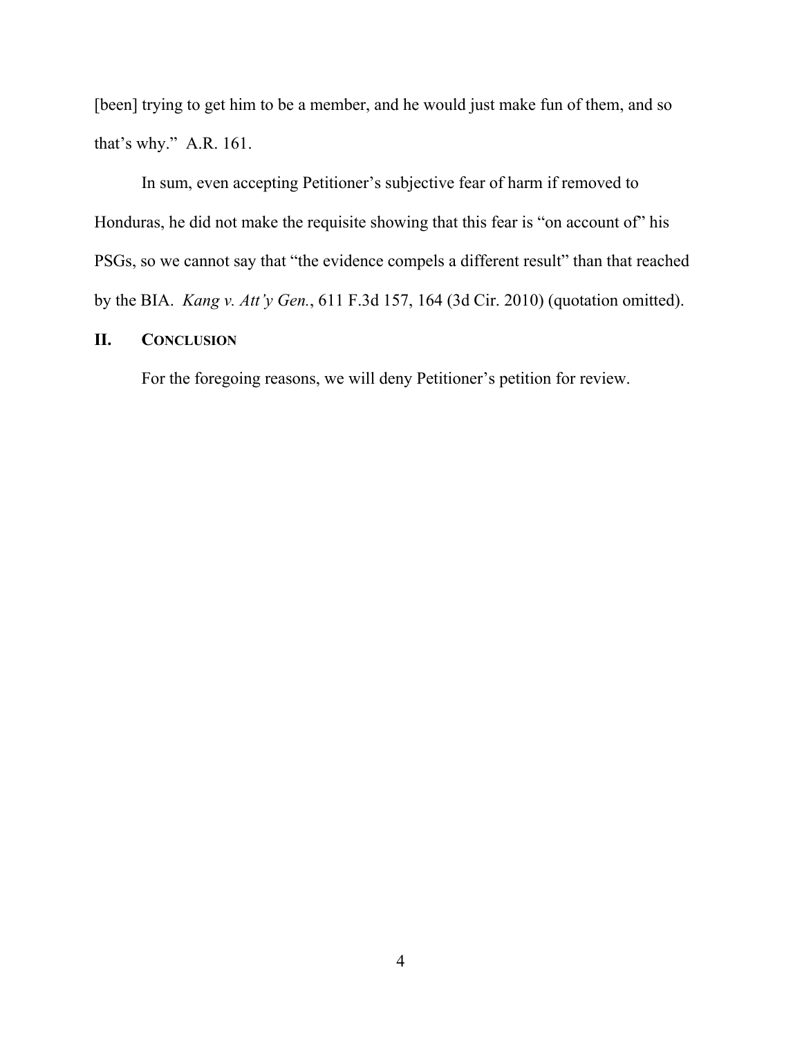[been] trying to get him to be a member, and he would just make fun of them, and so that's why." A.R. 161.

In sum, even accepting Petitioner's subjective fear of harm if removed to Honduras, he did not make the requisite showing that this fear is "on account of" his PSGs, so we cannot say that "the evidence compels a different result" than that reached by the BIA. *Kang v. Att'y Gen.*, 611 F.3d 157, 164 (3d Cir. 2010) (quotation omitted).

## II. CONCLUSION

For the foregoing reasons, we will deny Petitioner's petition for review.